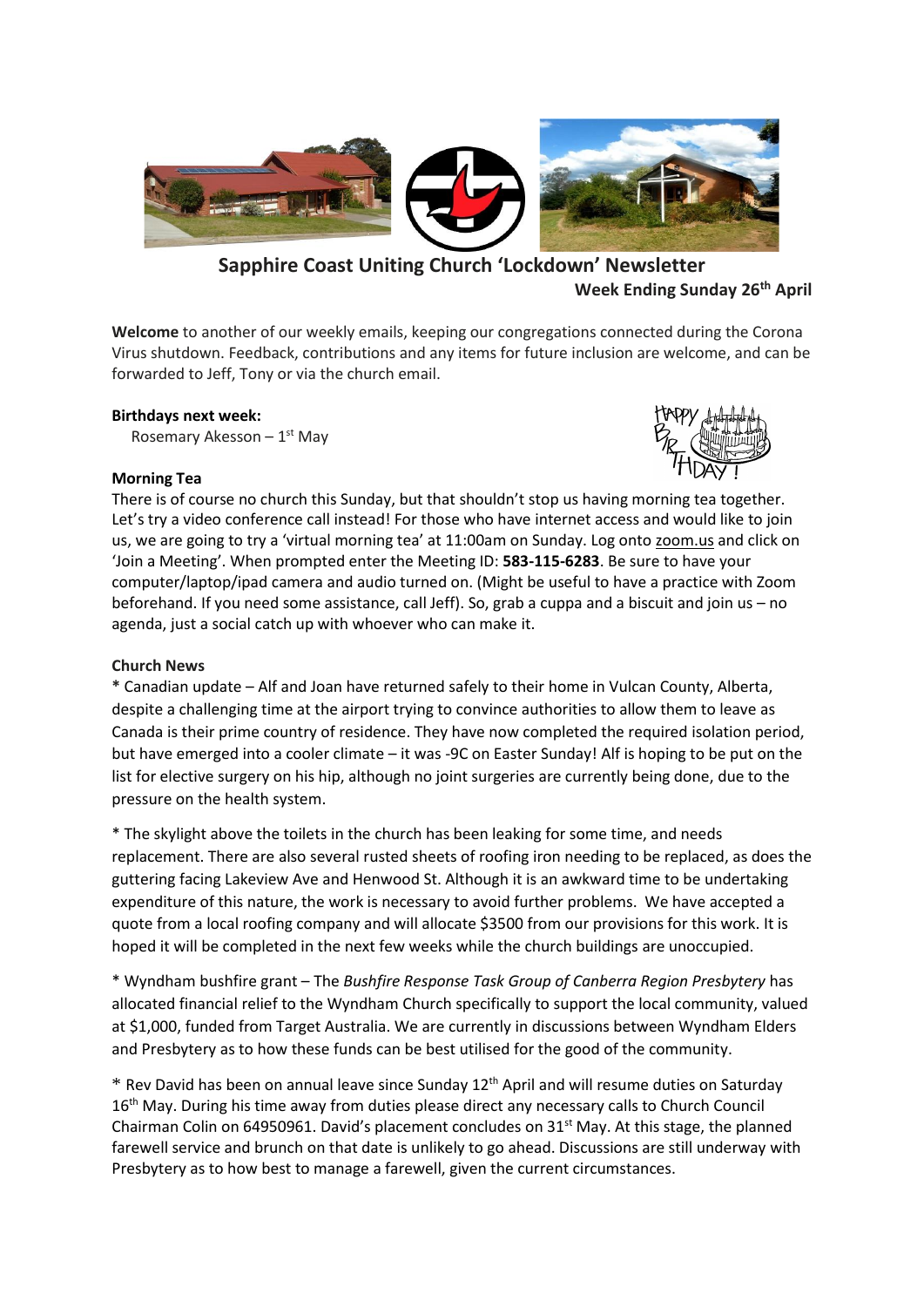# Sapphire Coast Uniting Church 'Lockdown' Newsletter

**Week Ending Sunday 26th April**

**Welcome** to another of our weekly emails, keeping our congregations connected during the Corona Virus shutdown. Feedback, contributions and any items for future inclusion are welcome, and can be forwarded to Jeff, Tony or via the church email.

**Birthdays next week:**

Rosemary Akesson – 1st May

**Morning Tea**

There is of course no church this Sunday, but that shouldn't stop us having morning tea together. Let's try a video conference call instead! For those who have internet access and would like to join us, we are going to try a 'virtual morning tea' at 11:00am on Sunday. Log onto zoom.us and click on 'Join a Meeting'. When prompted enter the Meeting ID: **583-115-6283**. Be sure to have your computer/laptop/ipad camera and audio turned on. (Might be useful to have a practice with Zoom beforehand. If you need some assistance, call Jeff). So, grab a cuppa and a biscuit and join us – no agenda, just a social catch up with whoever who can make it.

**Church News**

* Canadian update – Alf and Joan have returned safely to their home in Vulcan County, Alberta, despite a challenging time at the airport trying to convince authorities to allow them to leave as Canada is their prime country of residence. They have now completed the required isolation period, but have emerged into a cooler climate – it was -9C on Easter Sunday! Alf is hoping to be put on the list for elective surgery on his hip, although no joint surgeries are currently being done, due to the pressure on the health system.

* The skylight above the toilets in the church has been leaking for some time, and needs replacement. There are also several rusted sheets of roofing iron needing to be replaced, as does the guttering facing Lakeview Ave and Henwood St. Although it is an awkward time to be undertaking expenditure of this nature, the work is necessary to avoid further problems. We have accepted a quote from a local roofing company and will allocate $3500 from our provisions for this work. It is hoped it will be completed in the next few weeks while the church buildings are unoccupied.

* Wyndham bushfire grant – The *Bushfire Response Task Group of Canberra Region Presbytery* has allocated financial relief to the Wyndham Church specifically to support the local community, valued at $1,000, funded from Target Australia. We are currently in discussions between Wyndham Elders and Presbytery as to how these funds can be best utilised for the good of the community.

* Rev David has been on annual leave since Sunday 12th April and will resume duties on Saturday 16th May. During his time away from duties please direct any necessary calls to Church Council Chairman Colin on 64950961. David's placement concludes on 31st May. At this stage, the planned farewell service and brunch on that date is unlikely to go ahead. Discussions are still underway with Presbytery as to how best to manage a farewell, given the current circumstances.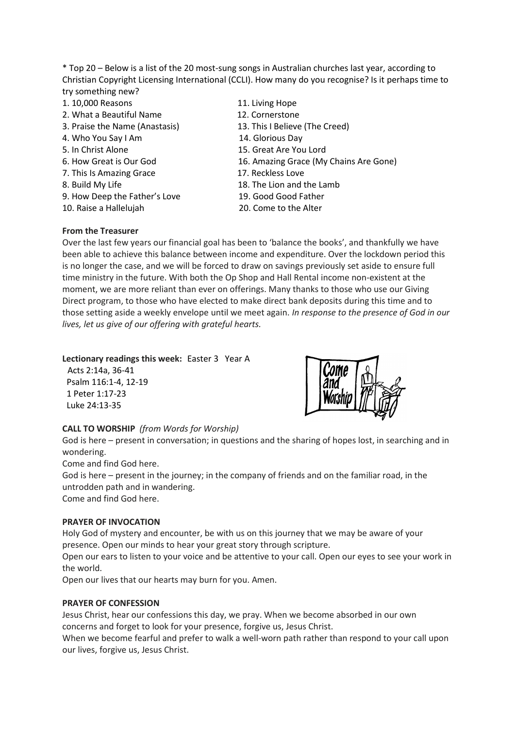* Top 20 – Below is a list of the 20 most-sung songs in Australian churches last year, according to Christian Copyright Licensing International (CCLI). How many do you recognise? Is it perhaps time to try something new?

1. 10,000 Reasons
2. What a Beautiful Name
3. Praise the Name (Anastasis)
4. Who You Say I Am
5. In Christ Alone
6. How Great is Our God
7. This Is Amazing Grace
8. Build My Life
9. How Deep the Father's Love
10. Raise a Hallelujah
11. Living Hope
12. Cornerstone
13. This I Believe (The Creed)
14. Glorious Day
15. Great Are You Lord
16. Amazing Grace (My Chains Are Gone)
17. Reckless Love
18. The Lion and the Lamb
19. Good Good Father
20. Come to the Alter

**From the Treasurer**

Over the last few years our financial goal has been to 'balance the books', and thankfully we have been able to achieve this balance between income and expenditure. Over the lockdown period this is no longer the case, and we will be forced to draw on savings previously set aside to ensure full time ministry in the future. With both the Op Shop and Hall Rental income non-existent at the moment, we are more reliant than ever on offerings. Many thanks to those who use our Giving Direct program, to those who have elected to make direct bank deposits during this time and to those setting aside a weekly envelope until we meet again. *In response to the presence of God in our lives, let us give of our offering with grateful hearts.*

**Lectionary readings this week:** Easter 3 Year A

Acts 2:14a, 36-41
Psalm 116:1-4, 12-19
1 Peter 1:17-23
Luke 24:13-35

**CALL TO WORSHIP** *(from Words for Worship)*

God is here – present in conversation; in questions and the sharing of hopes lost, in searching and in wondering.

Come and find God here.

God is here – present in the journey; in the company of friends and on the familiar road, in the untrodden path and in wandering.

Come and find God here.

**PRAYER OF INVOCATION**

Holy God of mystery and encounter, be with us on this journey that we may be aware of your presence. Open our minds to hear your great story through scripture.

Open our ears to listen to your voice and be attentive to your call. Open our eyes to see your work in the world.

Open our lives that our hearts may burn for you. Amen.

**PRAYER OF CONFESSION**

Jesus Christ, hear our confessions this day, we pray. When we become absorbed in our own concerns and forget to look for your presence, forgive us, Jesus Christ.

When we become fearful and prefer to walk a well-worn path rather than respond to your call upon our lives, forgive us, Jesus Christ.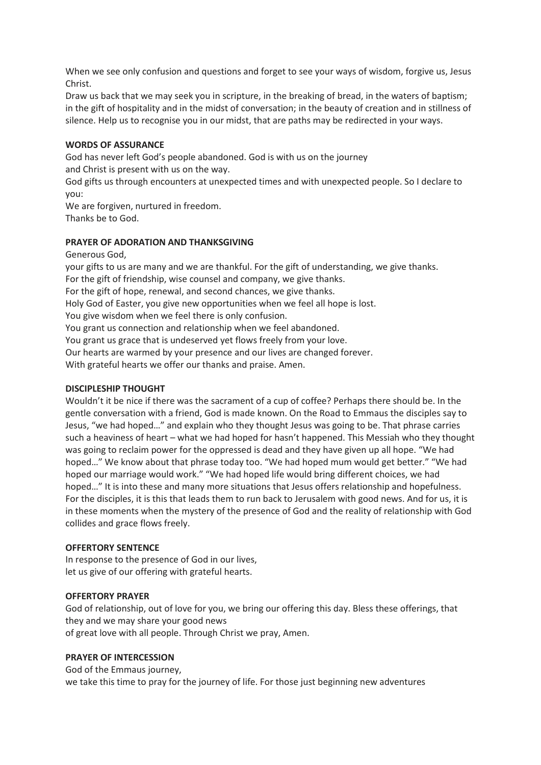When we see only confusion and questions and forget to see your ways of wisdom, forgive us, Jesus Christ.

Draw us back that we may seek you in scripture, in the breaking of bread, in the waters of baptism; in the gift of hospitality and in the midst of conversation; in the beauty of creation and in stillness of silence. Help us to recognise you in our midst, that are paths may be redirected in your ways.

**WORDS OF ASSURANCE**

God has never left God's people abandoned. God is with us on the journey
and Christ is present with us on the way.
God gifts us through encounters at unexpected times and with unexpected people. So I declare to you:
We are forgiven, nurtured in freedom.
Thanks be to God.

**PRAYER OF ADORATION AND THANKSGIVING**

Generous God,
your gifts to us are many and we are thankful. For the gift of understanding, we give thanks.
For the gift of friendship, wise counsel and company, we give thanks.
For the gift of hope, renewal, and second chances, we give thanks.
Holy God of Easter, you give new opportunities when we feel all hope is lost.
You give wisdom when we feel there is only confusion.
You grant us connection and relationship when we feel abandoned.
You grant us grace that is undeserved yet flows freely from your love.
Our hearts are warmed by your presence and our lives are changed forever.
With grateful hearts we offer our thanks and praise. Amen.

**DISCIPLESHIP THOUGHT**

Wouldn't it be nice if there was the sacrament of a cup of coffee? Perhaps there should be. In the gentle conversation with a friend, God is made known. On the Road to Emmaus the disciples say to Jesus, "we had hoped…" and explain who they thought Jesus was going to be. That phrase carries such a heaviness of heart – what we had hoped for hasn't happened. This Messiah who they thought was going to reclaim power for the oppressed is dead and they have given up all hope. "We had hoped…" We know about that phrase today too. "We had hoped mum would get better." "We had hoped our marriage would work." "We had hoped life would bring different choices, we had hoped…" It is into these and many more situations that Jesus offers relationship and hopefulness. For the disciples, it is this that leads them to run back to Jerusalem with good news. And for us, it is in these moments when the mystery of the presence of God and the reality of relationship with God collides and grace flows freely.

**OFFERTORY SENTENCE**

In response to the presence of God in our lives,
let us give of our offering with grateful hearts.

**OFFERTORY PRAYER**

God of relationship, out of love for you, we bring our offering this day. Bless these offerings, that they and we may share your good news
of great love with all people. Through Christ we pray, Amen.

**PRAYER OF INTERCESSION**

God of the Emmaus journey,
we take this time to pray for the journey of life. For those just beginning new adventures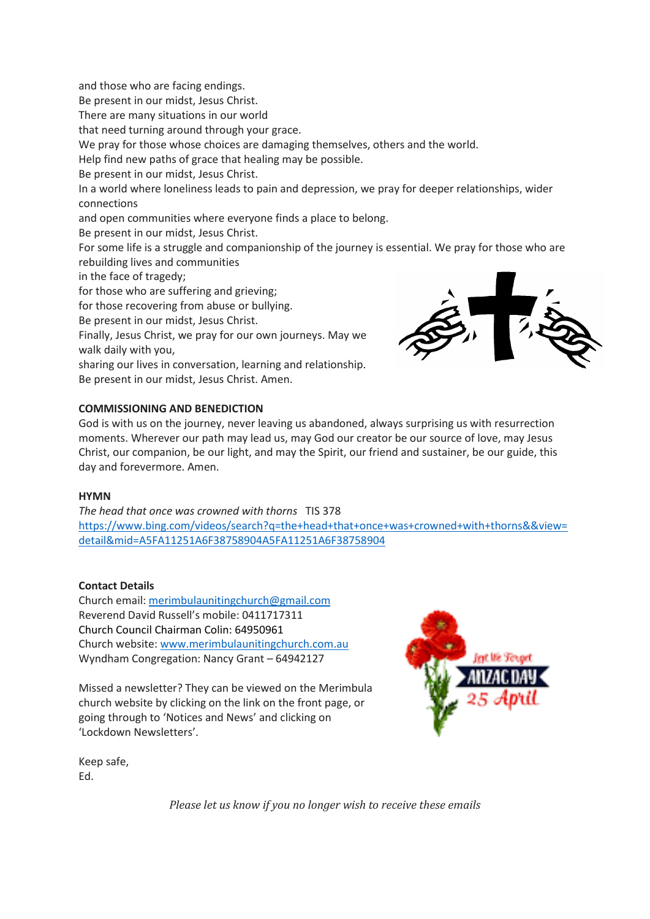and those who are facing endings.
Be present in our midst, Jesus Christ.
There are many situations in our world
that need turning around through your grace.
We pray for those whose choices are damaging themselves, others and the world.
Help find new paths of grace that healing may be possible.
Be present in our midst, Jesus Christ.
In a world where loneliness leads to pain and depression, we pray for deeper relationships, wider connections
and open communities where everyone finds a place to belong.
Be present in our midst, Jesus Christ.
For some life is a struggle and companionship of the journey is essential. We pray for those who are rebuilding lives and communities
in the face of tragedy;
for those who are suffering and grieving;
for those recovering from abuse or bullying.
Be present in our midst, Jesus Christ.
Finally, Jesus Christ, we pray for our own journeys. May we walk daily with you,
sharing our lives in conversation, learning and relationship.
Be present in our midst, Jesus Christ. Amen.

**COMMISSIONING AND BENEDICTION**

God is with us on the journey, never leaving us abandoned, always surprising us with resurrection moments. Wherever our path may lead us, may God our creator be our source of love, may Jesus Christ, our companion, be our light, and may the Spirit, our friend and sustainer, be our guide, this day and forevermore. Amen.

**HYMN**

*The head that once was crowned with thorns* TIS 378
https://www.bing.com/videos/search?q=the+head+that+once+was+crowned+with+thorns&&view=detail&mid=A5FA11251A6F38758904A5FA11251A6F38758904

**Contact Details**

Church email: merimbulaunitingchurch@gmail.com
Reverend David Russell's mobile: 0411717311
Church Council Chairman Colin: 64950961
Church website: www.merimbulaunitingchurch.com.au
Wyndham Congregation: Nancy Grant – 64942127

Missed a newsletter? They can be viewed on the Merimbula church website by clicking on the link on the front page, or going through to 'Notices and News' and clicking on 'Lockdown Newsletters'.

Keep safe,
Ed.

*Please let us know if you no longer wish to receive these emails*